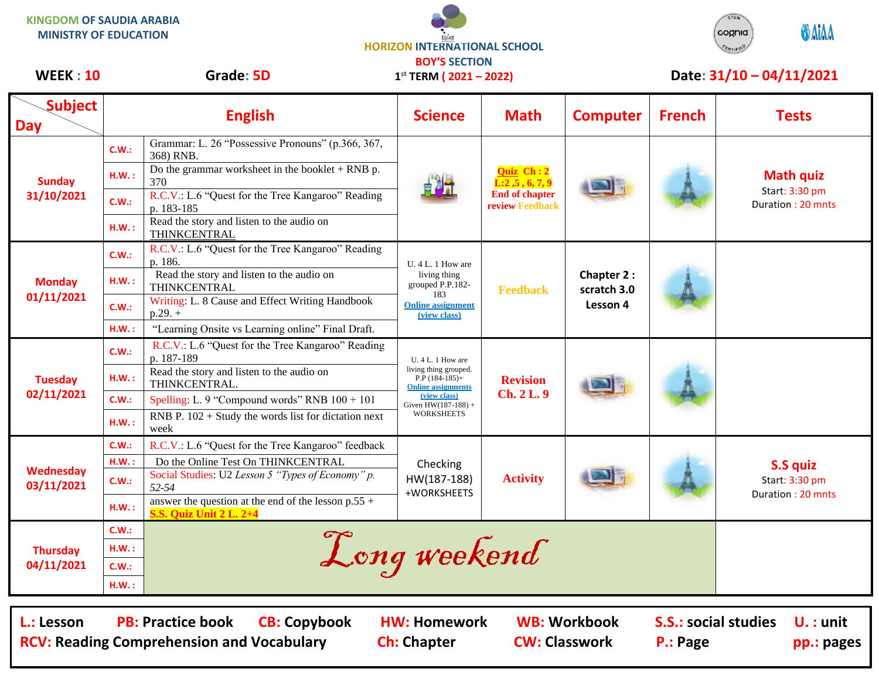KINGDOM OF SAUDIA ARABIA
MINISTRY OF EDUCATION

HORIZON INTERNATIONAL SCHOOL
BOY'S SECTION
1st TERM ( 2021 – 2022)

**WEEK : 10** **Grade: 5D** **Date: 31/10 – 04/11/2021**

| Subject / Day | | English | Science | Math | Computer | French | Tests |
|---|---|---|---|---|---|---|---|
| **Sunday 31/10/2021** | C.W.: | Grammar: L. 26 "Possessive Pronouns" (p.366, 367, 368) RNB. | | **Quiz Ch : 2 L:2 ,5 , 6, 7, 9 End of chapter review Feedback** | | | **Math quiz** Start: 3:30 pm Duration : 20 mnts |
| | H.W.: | Do the grammar worksheet in the booklet + RNB p. 370 | | | | | |
| | C.W.: | R.C.V.: L.6 "Quest for the Tree Kangaroo" Reading p. 183-185 | | | | | |
| | H.W.: | Read the story and listen to the audio on THINKCENTRAL | | | | | |
| **Monday 01/11/2021** | C.W.: | R.C.V.: L.6 "Quest for the Tree Kangaroo" Reading p. 186. | U. 4 L. 1 How are living thing grouped P.P.182-183 Online assignment (view class) | **Feedback** | **Chapter 2 : scratch 3.0 Lesson 4** | | |
| | H.W.: | Read the story and listen to the audio on THINKCENTRAL | | | | | |
| | C.W.: | Writing: L. 8 Cause and Effect Writing Handbook p.29. + | | | | | |
| | H.W.: | "Learning Onsite vs Learning online" Final Draft. | | | | | |
| **Tuesday 02/11/2021** | C.W.: | R.C.V.: L.6 "Quest for the Tree Kangaroo" Reading p. 187-189 | U. 4 L. 1 How are living thing grouped. P.P (184-185)+ Online assignments (view class) Given HW(187-188) + WORKSHEETS | **Revision Ch. 2 L. 9** | | | |
| | H.W.: | Read the story and listen to the audio on THINKCENTRAL. | | | | | |
| | C.W.: | Spelling: L. 9 "Compound words" RNB 100 + 101 | | | | | |
| | H.W.: | RNB P. 102 + Study the words list for dictation next week | | | | | |
| **Wednesday 03/11/2021** | C.W.: | R.C.V.: L.6 "Quest for the Tree Kangaroo" feedback | Checking HW(187-188) +WORKSHEETS | **Activity** | | | **S.S quiz** Start: 3:30 pm Duration : 20 mnts |
| | H.W.: | Do the Online Test On THINKCENTRAL | | | | | |
| | C.W.: | Social Studies: U2 *Lesson 5 "Types of Economy" p. 52-54* | | | | | |
| | H.W.: | answer the question at the end of the lesson p.55 + **S.S. Quiz Unit 2 L. 2+4** | | | | | |
| **Thursday 04/11/2021** | C.W.: | *Long weekend* | | | | | |
| | H.W.: | | | | | | |
| | C.W.: | | | | | | |
| | H.W.: | | | | | | |

**L.:** Lesson **PB:** Practice book **CB:** Copybook **HW:** Homework **WB:** Workbook **S.S.:** social studies **U. :** unit
**RCV:** Reading Comprehension and Vocabulary **Ch:** Chapter **CW:** Classwork **P.:** Page **pp.:** pages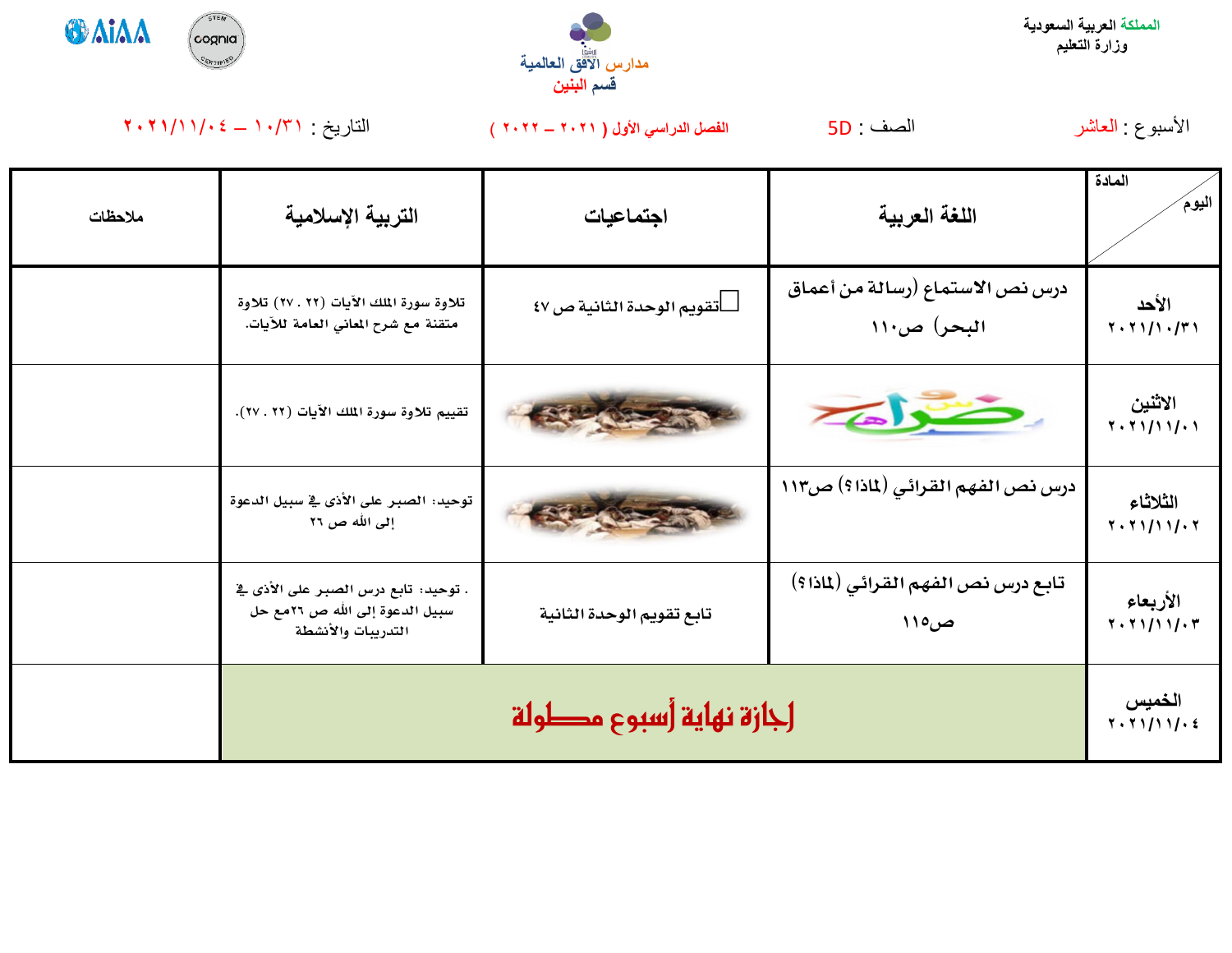المملكة العربية السعودية
وزارة التعليم

مدارس الأفق العالمية
قسم البنين

الأسبوع : العاشر　　الصف : 5D　　الفصل الدراسي الأول ( ٢٠٢١ – ٢٠٢٢ )　　التاريخ : ١٠/٣١ – ٢٠٢١/١١/٠٤

| اليوم / المادة | اللغة العربية | اجتماعيات | التربية الإسلامية | ملاحظات |
| --- | --- | --- | --- | --- |
| الأحد ٢٠٢١/١٠/٣١ | درس نص الاستماع (رسالة من أعماق البحر) ص١١٠ | تقويم الوحدة الثانية ص ٤٧ | تلاوة سورة الملك الآيات (٢٢ . ٢٧) تلاوة متقنة مع شرح المعاني العامة للآيات. | |
| الاثنين ٢٠٢١/١١/٠١ | | | تقييم تلاوة سورة الملك الآيات (٢٢ . ٢٧). | |
| الثلاثاء ٢٠٢١/١١/٠٢ | درس نص الفهم القرائي (لماذا؟) ص١١٣ | | توحيد: الصبر على الأذى في سبيل الدعوة إلى الله ص ٢٦ | |
| الأربعاء ٢٠٢١/١١/٠٣ | تابع درس نص الفهم القرائي (لماذا؟) ص١١٥ | تابع تقويم الوحدة الثانية | . توحيد: تابع درس الصبر على الأذى في سبيل الدعوة إلى الله ص ٢٦مع حل التدريبات والأنشطة | |
| الخميس ٢٠٢١/١١/٠٤ | إجازة نهاية أسبوع مطولة | | | |